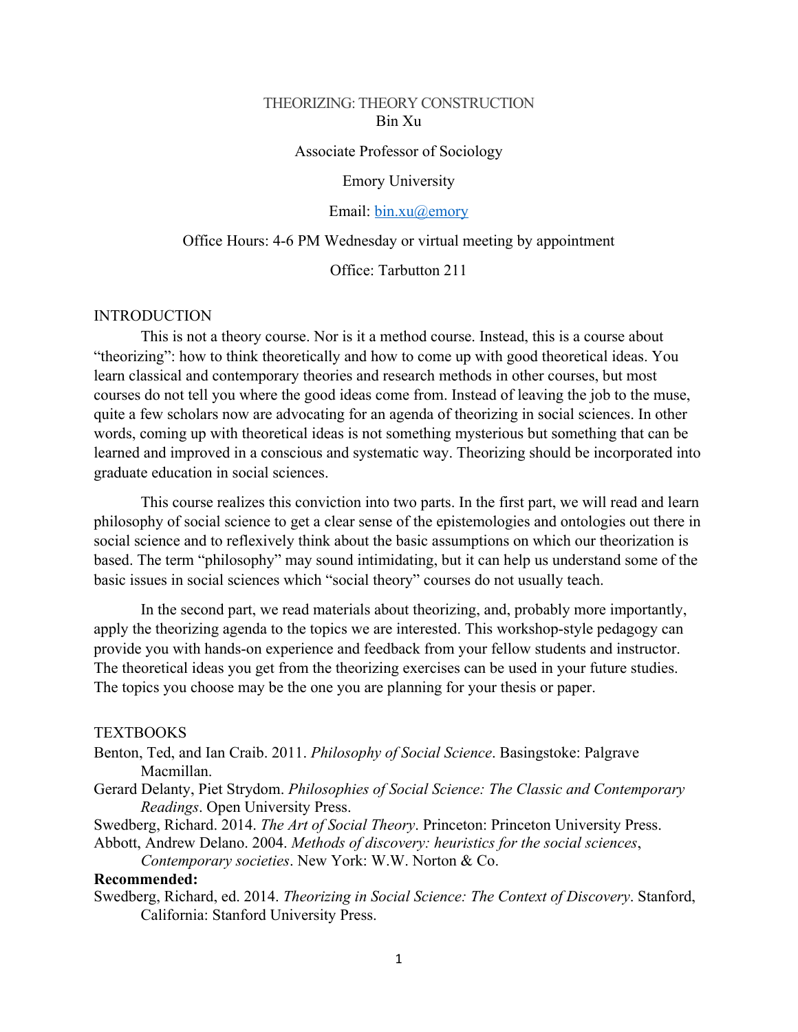# THEORIZING: THEORY CONSTRUCTION

Bin Xu

Associate Professor of Sociology

Emory University

Email: [bin.xu@emory](mailto:bin.xu@emory)

Office Hours: 4-6 PM Wednesday or virtual meeting by appointment

Office: Tarbutton 211

## INTRODUCTION

This is not a theory course. Nor is it a method course. Instead, this is a course about "theorizing": how to think theoretically and how to come up with good theoretical ideas. You learn classical and contemporary theories and research methods in other courses, but most courses do not tell you where the good ideas come from. Instead of leaving the job to the muse, quite a few scholars now are advocating for an agenda of theorizing in social sciences. In other words, coming up with theoretical ideas is not something mysterious but something that can be learned and improved in a conscious and systematic way. Theorizing should be incorporated into graduate education in social sciences.

This course realizes this conviction into two parts. In the first part, we will read and learn philosophy of social science to get a clear sense of the epistemologies and ontologies out there in social science and to reflexively think about the basic assumptions on which our theorization is based. The term "philosophy" may sound intimidating, but it can help us understand some of the basic issues in social sciences which "social theory" courses do not usually teach.

In the second part, we read materials about theorizing, and, probably more importantly, apply the theorizing agenda to the topics we are interested. This workshop-style pedagogy can provide you with hands-on experience and feedback from your fellow students and instructor. The theoretical ideas you get from the theorizing exercises can be used in your future studies. The topics you choose may be the one you are planning for your thesis or paper.

## TEXTBOOKS

Benton, Ted, and Ian Craib. 2011. *Philosophy of Social Science*. Basingstoke: Palgrave Macmillan.

Gerard Delanty, Piet Strydom. *Philosophies of Social Science: The Classic and Contemporary Readings*. Open University Press.

Swedberg, Richard. 2014. *The Art of Social Theory*. Princeton: Princeton University Press.

Abbott, Andrew Delano. 2004. *Methods of discovery: heuristics for the social sciences*, *Contemporary societies*. New York: W.W. Norton & Co.

**Recommended:**

Swedberg, Richard, ed. 2014. *Theorizing in Social Science: The Context of Discovery*. Stanford, California: Stanford University Press.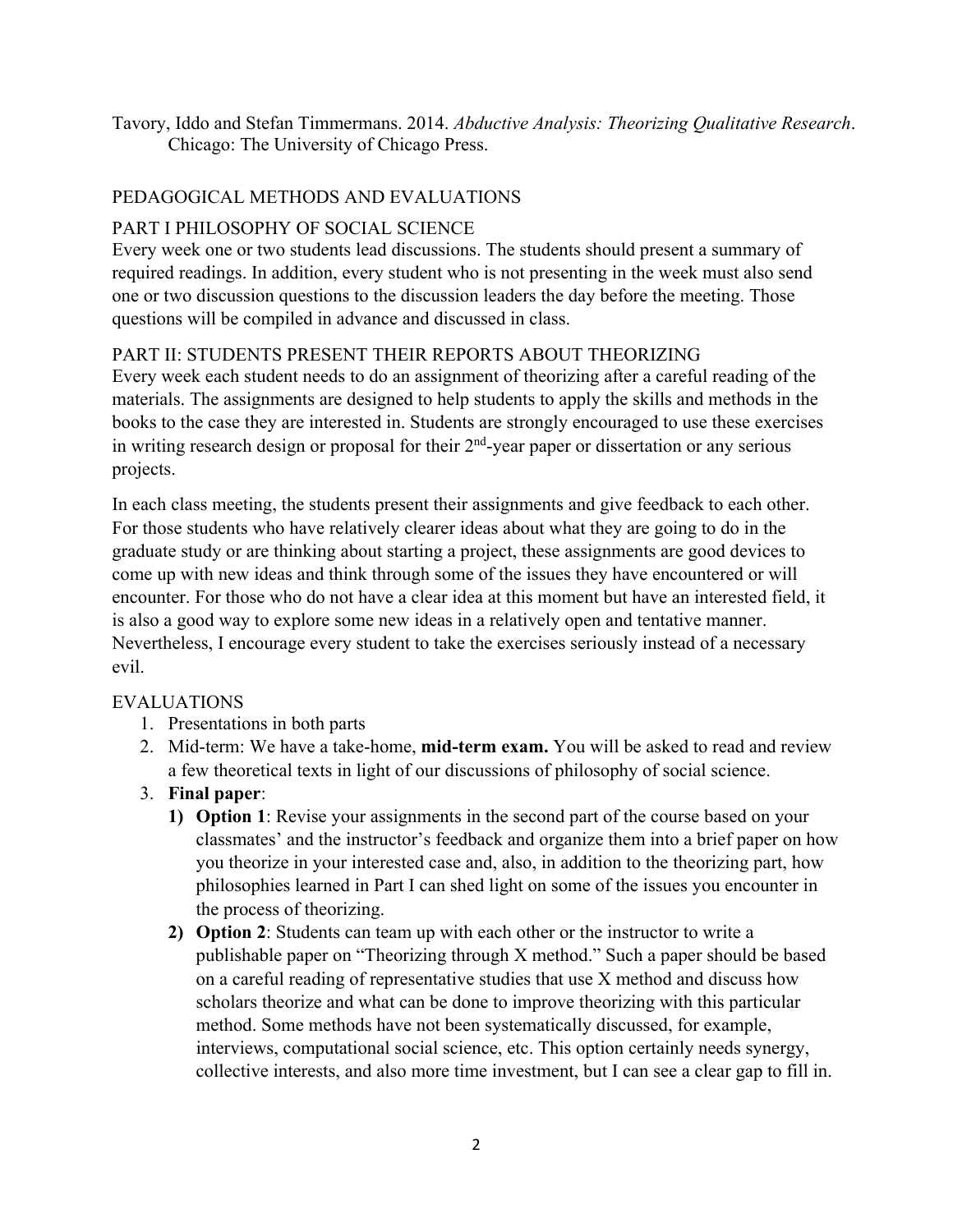Tavory, Iddo and Stefan Timmermans. 2014. *Abductive Analysis: Theorizing Qualitative Research*. Chicago: The University of Chicago Press.

## PEDAGOGICAL METHODS AND EVALUATIONS

### PART I PHILOSOPHY OF SOCIAL SCIENCE

Every week one or two students lead discussions. The students should present a summary of required readings. In addition, every student who is not presenting in the week must also send one or two discussion questions to the discussion leaders the day before the meeting. Those questions will be compiled in advance and discussed in class.

### PART II: STUDENTS PRESENT THEIR REPORTS ABOUT THEORIZING

Every week each student needs to do an assignment of theorizing after a careful reading of the materials. The assignments are designed to help students to apply the skills and methods in the books to the case they are interested in. Students are strongly encouraged to use these exercises in writing research design or proposal for their 2nd-year paper or dissertation or any serious projects.

In each class meeting, the students present their assignments and give feedback to each other. For those students who have relatively clearer ideas about what they are going to do in the graduate study or are thinking about starting a project, these assignments are good devices to come up with new ideas and think through some of the issues they have encountered or will encounter. For those who do not have a clear idea at this moment but have an interested field, it is also a good way to explore some new ideas in a relatively open and tentative manner. Nevertheless, I encourage every student to take the exercises seriously instead of a necessary evil.

### EVALUATIONS

1. Presentations in both parts
2. Mid-term: We have a take-home, **mid-term exam.** You will be asked to read and review a few theoretical texts in light of our discussions of philosophy of social science.
3. **Final paper**:
    1) **Option 1**: Revise your assignments in the second part of the course based on your classmates' and the instructor's feedback and organize them into a brief paper on how you theorize in your interested case and, also, in addition to the theorizing part, how philosophies learned in Part I can shed light on some of the issues you encounter in the process of theorizing.
    2) **Option 2**: Students can team up with each other or the instructor to write a publishable paper on "Theorizing through X method." Such a paper should be based on a careful reading of representative studies that use X method and discuss how scholars theorize and what can be done to improve theorizing with this particular method. Some methods have not been systematically discussed, for example, interviews, computational social science, etc. This option certainly needs synergy, collective interests, and also more time investment, but I can see a clear gap to fill in.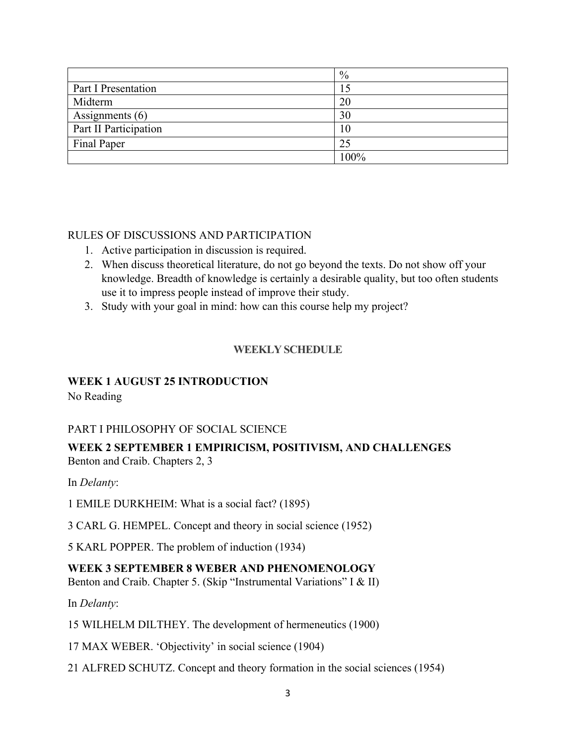| | % |
|---|---|
| Part I Presentation | 15 |
| Midterm | 20 |
| Assignments (6) | 30 |
| Part II Participation | 10 |
| Final Paper | 25 |
| | 100% |

RULES OF DISCUSSIONS AND PARTICIPATION

1. Active participation in discussion is required.
2. When discuss theoretical literature, do not go beyond the texts. Do not show off your knowledge. Breadth of knowledge is certainly a desirable quality, but too often students use it to impress people instead of improve their study.
3. Study with your goal in mind: how can this course help my project?

## WEEKLY SCHEDULE

### WEEK 1 AUGUST 25 INTRODUCTION

No Reading

PART I PHILOSOPHY OF SOCIAL SCIENCE

### WEEK 2 SEPTEMBER 1 EMPIRICISM, POSITIVISM, AND CHALLENGES

Benton and Craib. Chapters 2, 3

In *Delanty*:

1 EMILE DURKHEIM: What is a social fact? (1895)

3 CARL G. HEMPEL. Concept and theory in social science (1952)

5 KARL POPPER. The problem of induction (1934)

### WEEK 3 SEPTEMBER 8 WEBER AND PHENOMENOLOGY

Benton and Craib. Chapter 5. (Skip "Instrumental Variations" I & II)

In *Delanty*:

15 WILHELM DILTHEY. The development of hermeneutics (1900)

17 MAX WEBER. 'Objectivity' in social science (1904)

21 ALFRED SCHUTZ. Concept and theory formation in the social sciences (1954)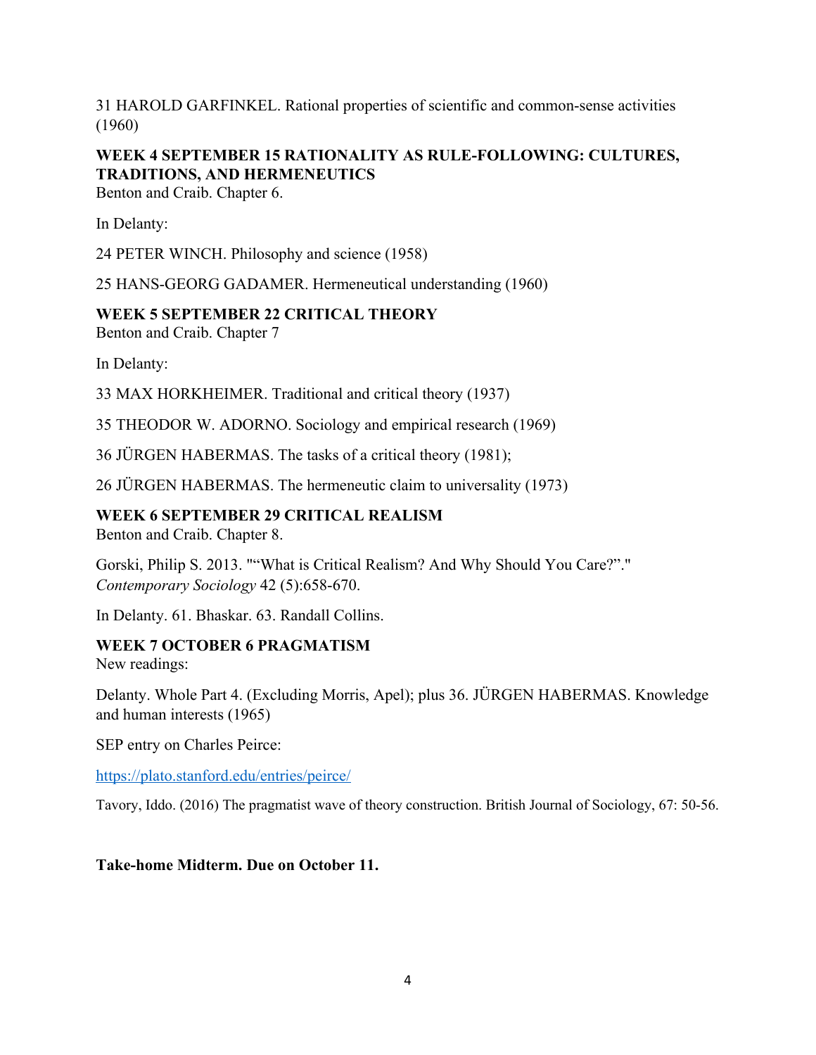31 HAROLD GARFINKEL. Rational properties of scientific and common-sense activities (1960)

### WEEK 4 SEPTEMBER 15 RATIONALITY AS RULE-FOLLOWING: CULTURES, TRADITIONS, AND HERMENEUTICS

Benton and Craib. Chapter 6.

In Delanty:

24 PETER WINCH. Philosophy and science (1958)

25 HANS-GEORG GADAMER. Hermeneutical understanding (1960)

### WEEK 5 SEPTEMBER 22 CRITICAL THEORY

Benton and Craib. Chapter 7

In Delanty:

33 MAX HORKHEIMER. Traditional and critical theory (1937)

35 THEODOR W. ADORNO. Sociology and empirical research (1969)

36 JÜRGEN HABERMAS. The tasks of a critical theory (1981);

26 JÜRGEN HABERMAS. The hermeneutic claim to universality (1973)

### WEEK 6 SEPTEMBER 29 CRITICAL REALISM

Benton and Craib. Chapter 8.

Gorski, Philip S. 2013. "“What is Critical Realism? And Why Should You Care?”." *Contemporary Sociology* 42 (5):658-670.

In Delanty. 61. Bhaskar. 63. Randall Collins.

### WEEK 7 OCTOBER 6 PRAGMATISM

New readings:

Delanty. Whole Part 4. (Excluding Morris, Apel); plus 36. JÜRGEN HABERMAS. Knowledge and human interests (1965)

SEP entry on Charles Peirce:

https://plato.stanford.edu/entries/peirce/

Tavory, Iddo. (2016) The pragmatist wave of theory construction. British Journal of Sociology, 67: 50-56.

**Take-home Midterm. Due on October 11.**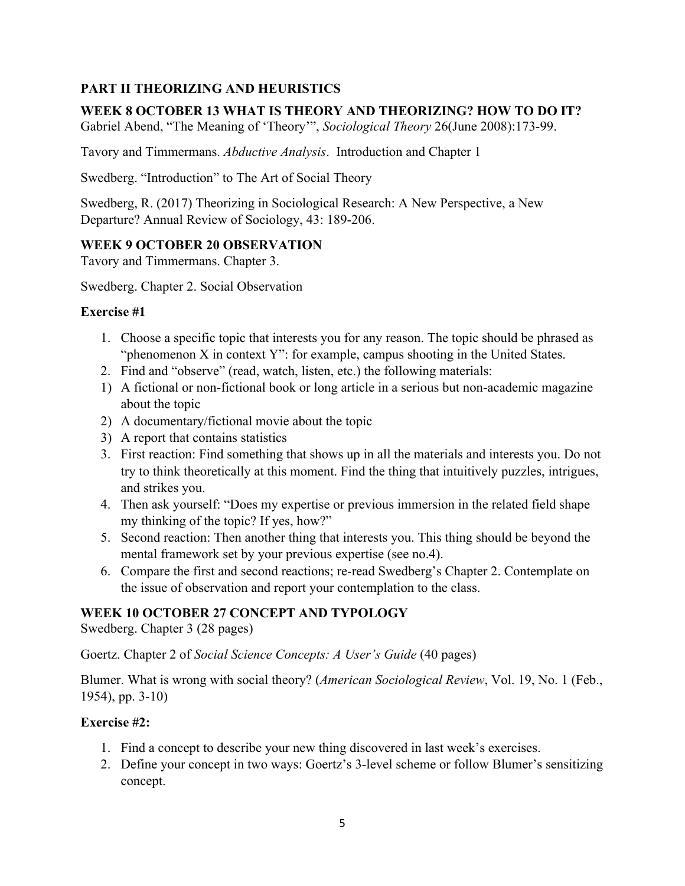## PART II THEORIZING AND HEURISTICS

### WEEK 8 OCTOBER 13 WHAT IS THEORY AND THEORIZING? HOW TO DO IT?

Gabriel Abend, "The Meaning of 'Theory'", *Sociological Theory* 26(June 2008):173-99.

Tavory and Timmermans. *Abductive Analysis*. Introduction and Chapter 1

Swedberg. "Introduction" to The Art of Social Theory

Swedberg, R. (2017) Theorizing in Sociological Research: A New Perspective, a New Departure? Annual Review of Sociology, 43: 189-206.

### WEEK 9 OCTOBER 20 OBSERVATION

Tavory and Timmermans. Chapter 3.

Swedberg. Chapter 2. Social Observation

**Exercise #1**

1. Choose a specific topic that interests you for any reason. The topic should be phrased as "phenomenon X in context Y": for example, campus shooting in the United States.
2. Find and "observe" (read, watch, listen, etc.) the following materials:
   1) A fictional or non-fictional book or long article in a serious but non-academic magazine about the topic
   2) A documentary/fictional movie about the topic
   3) A report that contains statistics
3. First reaction: Find something that shows up in all the materials and interests you. Do not try to think theoretically at this moment. Find the thing that intuitively puzzles, intrigues, and strikes you.
4. Then ask yourself: "Does my expertise or previous immersion in the related field shape my thinking of the topic? If yes, how?"
5. Second reaction: Then another thing that interests you. This thing should be beyond the mental framework set by your previous expertise (see no.4).
6. Compare the first and second reactions; re-read Swedberg's Chapter 2. Contemplate on the issue of observation and report your contemplation to the class.

### WEEK 10 OCTOBER 27 CONCEPT AND TYPOLOGY

Swedberg. Chapter 3 (28 pages)

Goertz. Chapter 2 of *Social Science Concepts: A User's Guide* (40 pages)

Blumer. What is wrong with social theory? (*American Sociological Review*, Vol. 19, No. 1 (Feb., 1954), pp. 3-10)

**Exercise #2:**

1. Find a concept to describe your new thing discovered in last week's exercises.
2. Define your concept in two ways: Goertz's 3-level scheme or follow Blumer's sensitizing concept.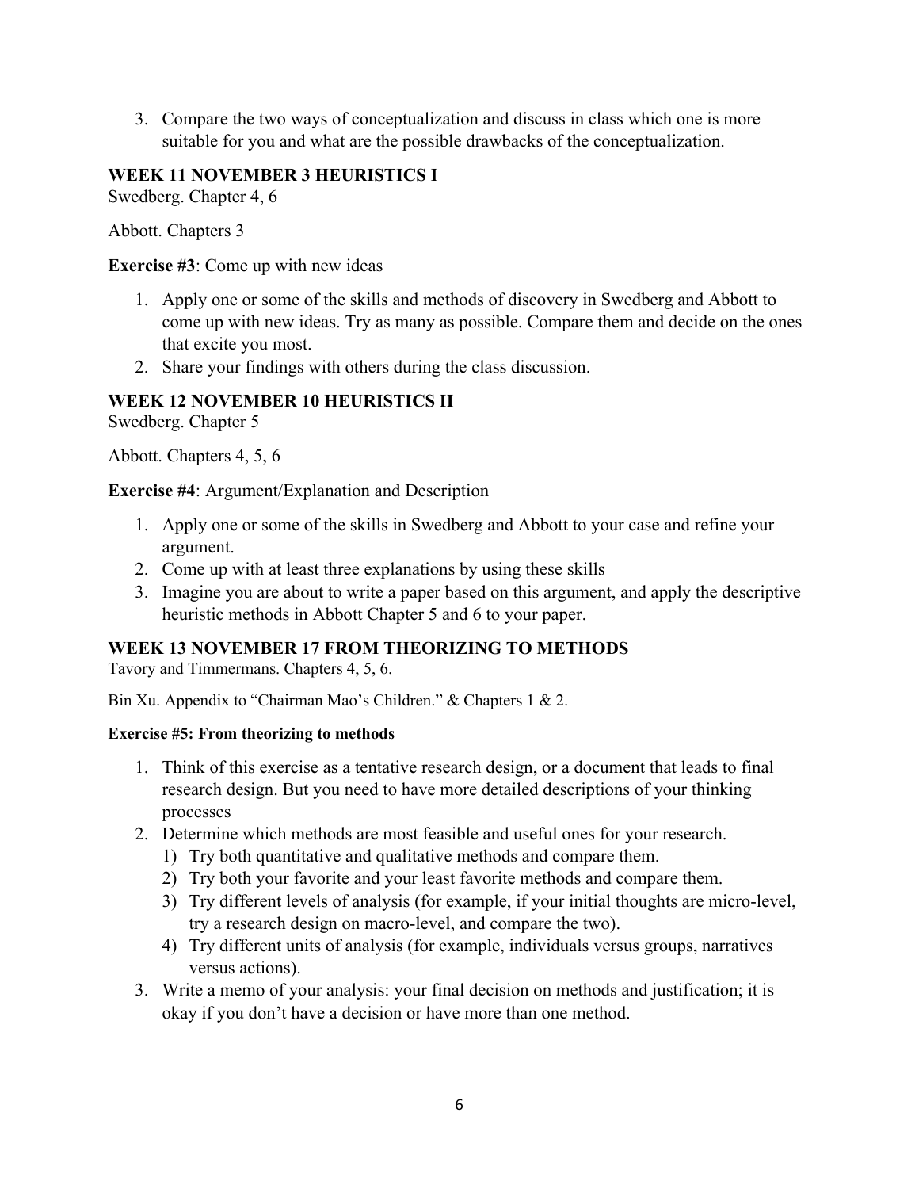3. Compare the two ways of conceptualization and discuss in class which one is more suitable for you and what are the possible drawbacks of the conceptualization.

## WEEK 11 NOVEMBER 3 HEURISTICS I

Swedberg. Chapter 4, 6

Abbott. Chapters 3

**Exercise #3**: Come up with new ideas

1. Apply one or some of the skills and methods of discovery in Swedberg and Abbott to come up with new ideas. Try as many as possible. Compare them and decide on the ones that excite you most.
2. Share your findings with others during the class discussion.

## WEEK 12 NOVEMBER 10 HEURISTICS II

Swedberg. Chapter 5

Abbott. Chapters 4, 5, 6

**Exercise #4**: Argument/Explanation and Description

1. Apply one or some of the skills in Swedberg and Abbott to your case and refine your argument.
2. Come up with at least three explanations by using these skills
3. Imagine you are about to write a paper based on this argument, and apply the descriptive heuristic methods in Abbott Chapter 5 and 6 to your paper.

## WEEK 13 NOVEMBER 17 FROM THEORIZING TO METHODS

Tavory and Timmermans. Chapters 4, 5, 6.

Bin Xu. Appendix to "Chairman Mao's Children." & Chapters 1 & 2.

**Exercise #5: From theorizing to methods**

1. Think of this exercise as a tentative research design, or a document that leads to final research design. But you need to have more detailed descriptions of your thinking processes
2. Determine which methods are most feasible and useful ones for your research.
   1) Try both quantitative and qualitative methods and compare them.
   2) Try both your favorite and your least favorite methods and compare them.
   3) Try different levels of analysis (for example, if your initial thoughts are micro-level, try a research design on macro-level, and compare the two).
   4) Try different units of analysis (for example, individuals versus groups, narratives versus actions).
3. Write a memo of your analysis: your final decision on methods and justification; it is okay if you don't have a decision or have more than one method.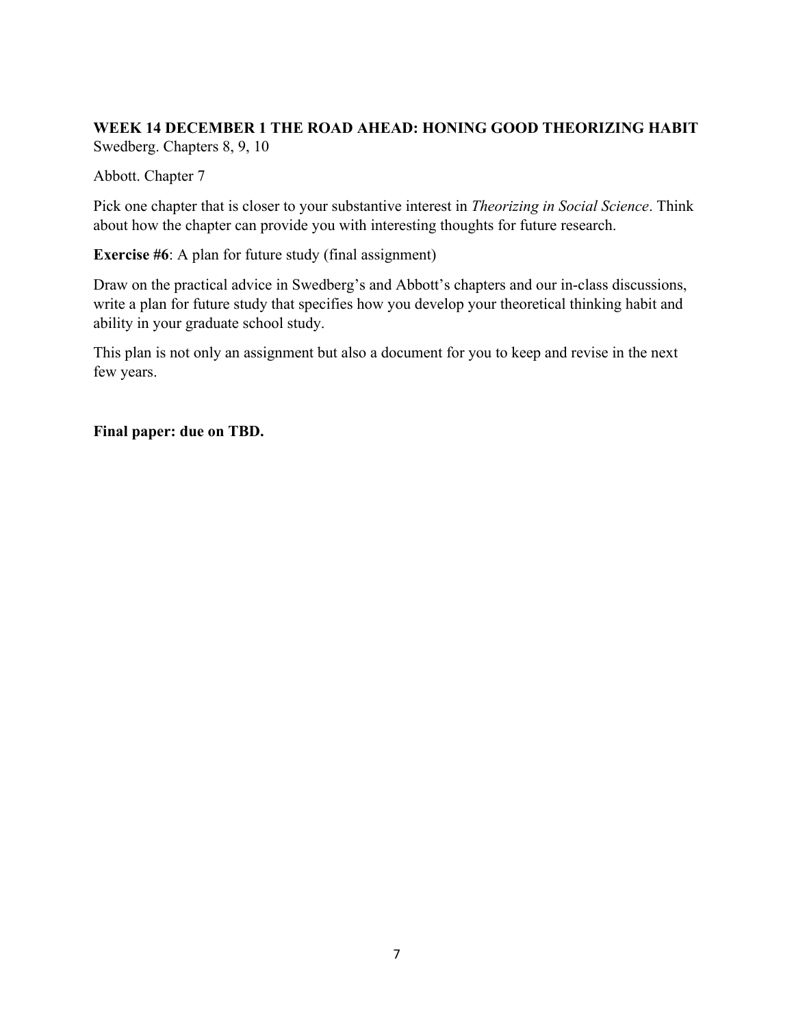**WEEK 14 DECEMBER 1 THE ROAD AHEAD: HONING GOOD THEORIZING HABIT**
Swedberg. Chapters 8, 9, 10

Abbott. Chapter 7

Pick one chapter that is closer to your substantive interest in *Theorizing in Social Science*. Think about how the chapter can provide you with interesting thoughts for future research.

**Exercise #6**: A plan for future study (final assignment)

Draw on the practical advice in Swedberg's and Abbott's chapters and our in-class discussions, write a plan for future study that specifies how you develop your theoretical thinking habit and ability in your graduate school study.

This plan is not only an assignment but also a document for you to keep and revise in the next few years.

**Final paper: due on TBD.**